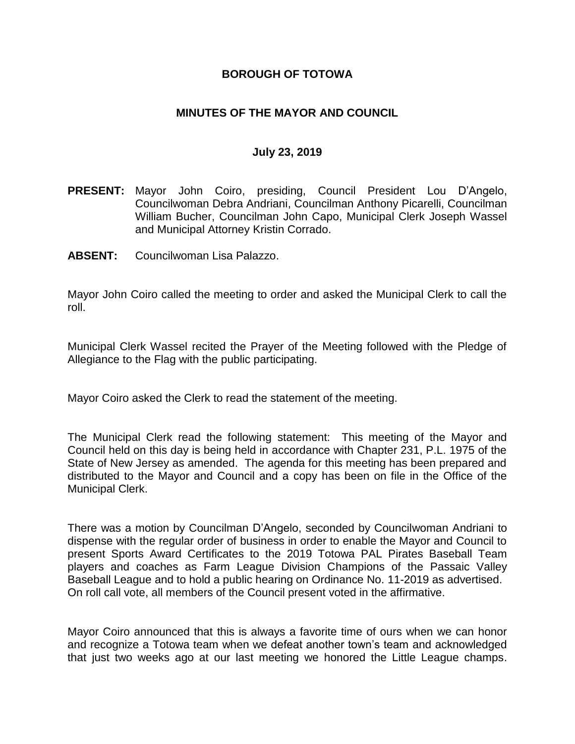**BOROUGH OF TOTOWA**

**MINUTES OF THE MAYOR AND COUNCIL**

**July 23, 2019**

**PRESENT:** Mayor John Coiro, presiding, Council President Lou D'Angelo, Councilwoman Debra Andriani, Councilman Anthony Picarelli, Councilman William Bucher, Councilman John Capo, Municipal Clerk Joseph Wassel and Municipal Attorney Kristin Corrado.

**ABSENT:** Councilwoman Lisa Palazzo.

Mayor John Coiro called the meeting to order and asked the Municipal Clerk to call the roll.

Municipal Clerk Wassel recited the Prayer of the Meeting followed with the Pledge of Allegiance to the Flag with the public participating.

Mayor Coiro asked the Clerk to read the statement of the meeting.

The Municipal Clerk read the following statement: This meeting of the Mayor and Council held on this day is being held in accordance with Chapter 231, P.L. 1975 of the State of New Jersey as amended. The agenda for this meeting has been prepared and distributed to the Mayor and Council and a copy has been on file in the Office of the Municipal Clerk.

There was a motion by Councilman D'Angelo, seconded by Councilwoman Andriani to dispense with the regular order of business in order to enable the Mayor and Council to present Sports Award Certificates to the 2019 Totowa PAL Pirates Baseball Team players and coaches as Farm League Division Champions of the Passaic Valley Baseball League and to hold a public hearing on Ordinance No. 11-2019 as advertised. On roll call vote, all members of the Council present voted in the affirmative.

Mayor Coiro announced that this is always a favorite time of ours when we can honor and recognize a Totowa team when we defeat another town's team and acknowledged that just two weeks ago at our last meeting we honored the Little League champs.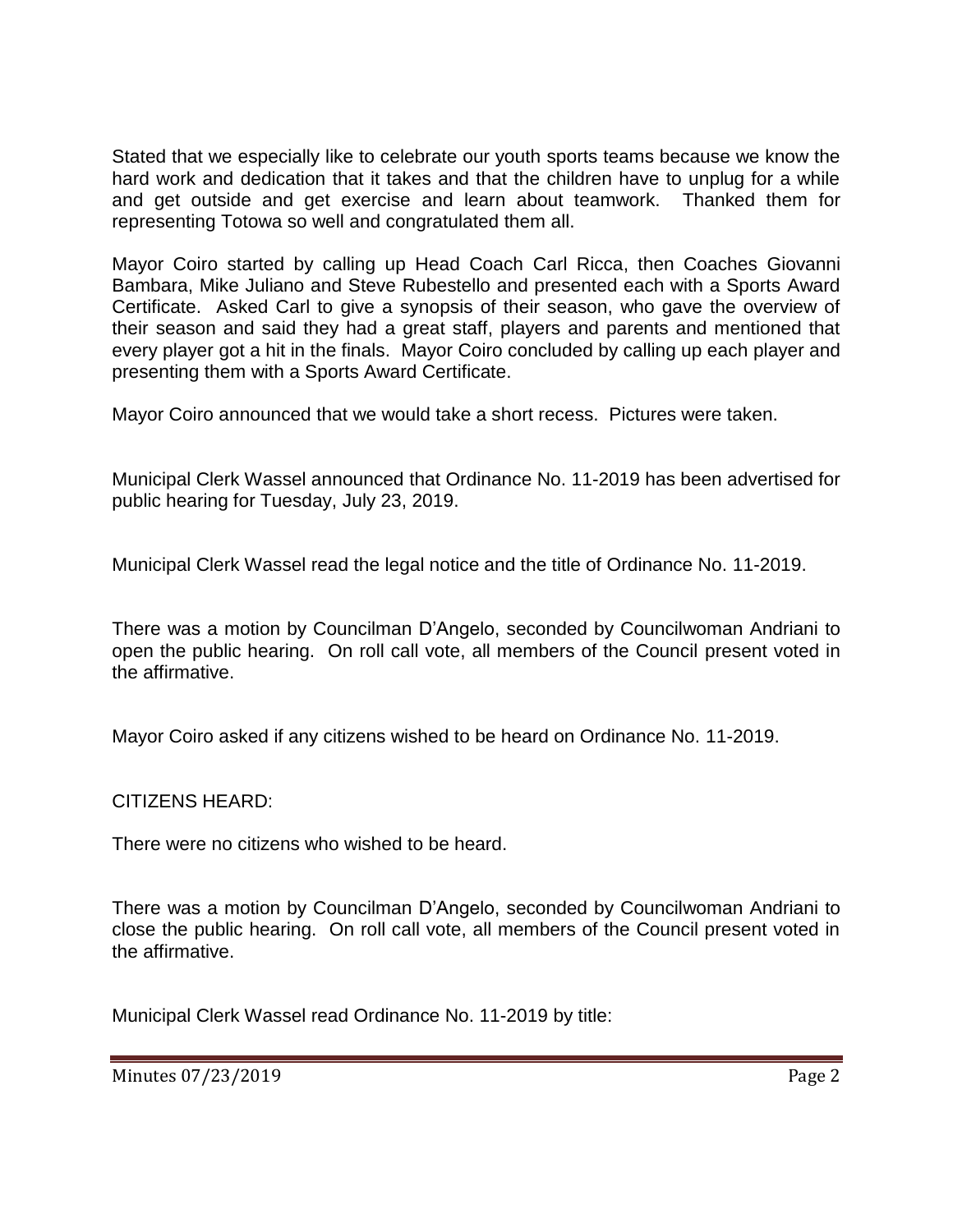Stated that we especially like to celebrate our youth sports teams because we know the hard work and dedication that it takes and that the children have to unplug for a while and get outside and get exercise and learn about teamwork. Thanked them for representing Totowa so well and congratulated them all.

Mayor Coiro started by calling up Head Coach Carl Ricca, then Coaches Giovanni Bambara, Mike Juliano and Steve Rubestello and presented each with a Sports Award Certificate. Asked Carl to give a synopsis of their season, who gave the overview of their season and said they had a great staff, players and parents and mentioned that every player got a hit in the finals. Mayor Coiro concluded by calling up each player and presenting them with a Sports Award Certificate.

Mayor Coiro announced that we would take a short recess. Pictures were taken.

Municipal Clerk Wassel announced that Ordinance No. 11-2019 has been advertised for public hearing for Tuesday, July 23, 2019.

Municipal Clerk Wassel read the legal notice and the title of Ordinance No. 11-2019.

There was a motion by Councilman D'Angelo, seconded by Councilwoman Andriani to open the public hearing. On roll call vote, all members of the Council present voted in the affirmative.

Mayor Coiro asked if any citizens wished to be heard on Ordinance No. 11-2019.

CITIZENS HEARD:

There were no citizens who wished to be heard.

There was a motion by Councilman D'Angelo, seconded by Councilwoman Andriani to close the public hearing. On roll call vote, all members of the Council present voted in the affirmative.

Municipal Clerk Wassel read Ordinance No. 11-2019 by title: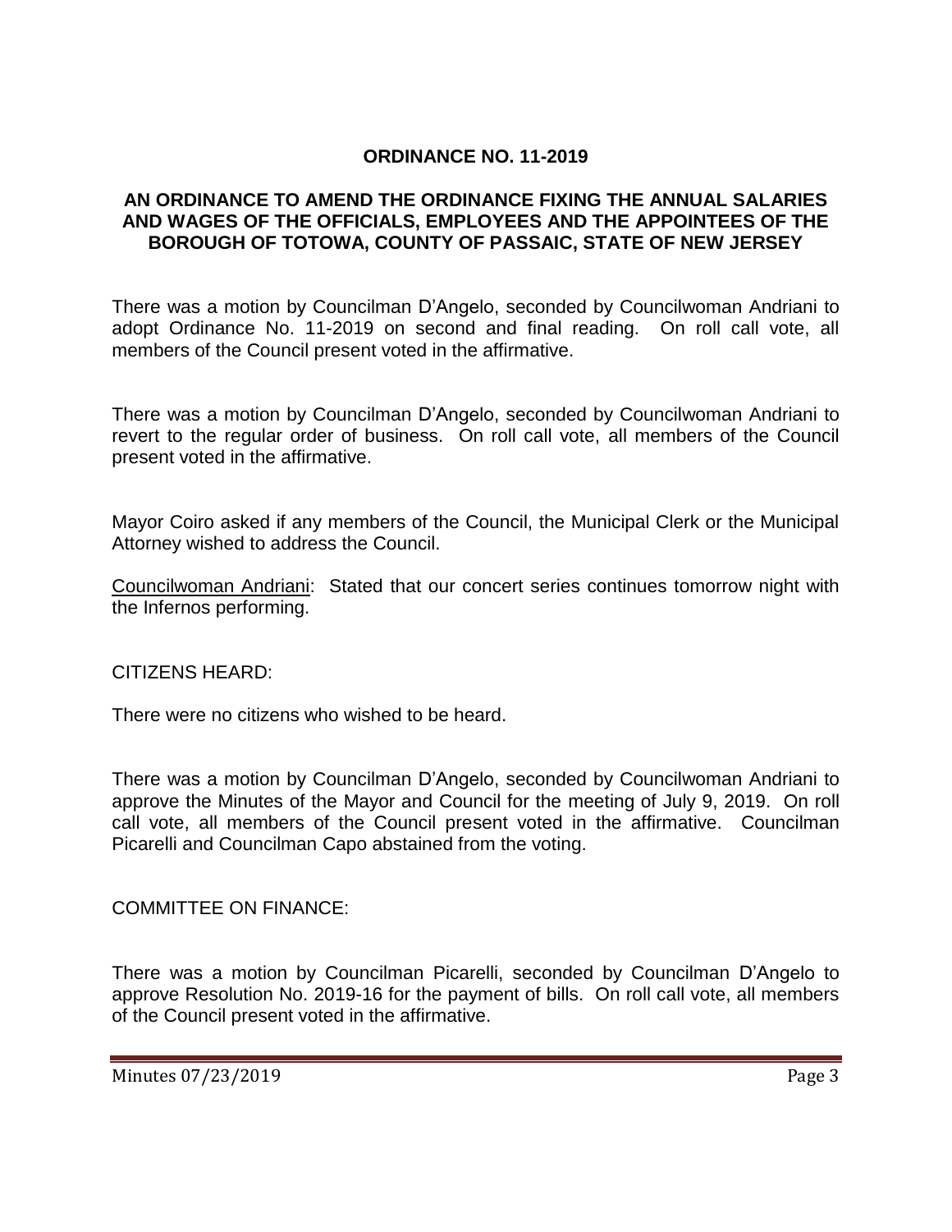**ORDINANCE NO. 11-2019**

**AN ORDINANCE TO AMEND THE ORDINANCE FIXING THE ANNUAL SALARIES AND WAGES OF THE OFFICIALS, EMPLOYEES AND THE APPOINTEES OF THE BOROUGH OF TOTOWA, COUNTY OF PASSAIC, STATE OF NEW JERSEY**

There was a motion by Councilman D'Angelo, seconded by Councilwoman Andriani to adopt Ordinance No. 11-2019 on second and final reading. On roll call vote, all members of the Council present voted in the affirmative.

There was a motion by Councilman D'Angelo, seconded by Councilwoman Andriani to revert to the regular order of business. On roll call vote, all members of the Council present voted in the affirmative.

Mayor Coiro asked if any members of the Council, the Municipal Clerk or the Municipal Attorney wished to address the Council.

Councilwoman Andriani: Stated that our concert series continues tomorrow night with the Infernos performing.

CITIZENS HEARD:

There were no citizens who wished to be heard.

There was a motion by Councilman D'Angelo, seconded by Councilwoman Andriani to approve the Minutes of the Mayor and Council for the meeting of July 9, 2019. On roll call vote, all members of the Council present voted in the affirmative. Councilman Picarelli and Councilman Capo abstained from the voting.

COMMITTEE ON FINANCE:

There was a motion by Councilman Picarelli, seconded by Councilman D'Angelo to approve Resolution No. 2019-16 for the payment of bills. On roll call vote, all members of the Council present voted in the affirmative.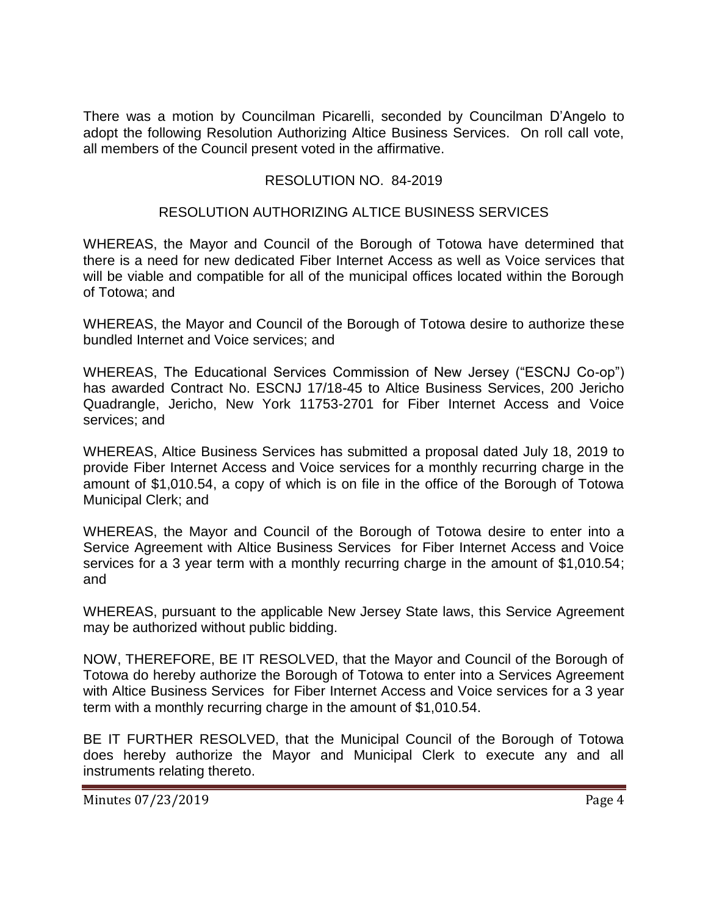There was a motion by Councilman Picarelli, seconded by Councilman D'Angelo to adopt the following Resolution Authorizing Altice Business Services. On roll call vote, all members of the Council present voted in the affirmative.

RESOLUTION NO. 84-2019

RESOLUTION AUTHORIZING ALTICE BUSINESS SERVICES

WHEREAS, the Mayor and Council of the Borough of Totowa have determined that there is a need for new dedicated Fiber Internet Access as well as Voice services that will be viable and compatible for all of the municipal offices located within the Borough of Totowa; and

WHEREAS, the Mayor and Council of the Borough of Totowa desire to authorize these bundled Internet and Voice services; and

WHEREAS, The Educational Services Commission of New Jersey ("ESCNJ Co-op") has awarded Contract No. ESCNJ 17/18-45 to Altice Business Services, 200 Jericho Quadrangle, Jericho, New York 11753-2701 for Fiber Internet Access and Voice services; and

WHEREAS, Altice Business Services has submitted a proposal dated July 18, 2019 to provide Fiber Internet Access and Voice services for a monthly recurring charge in the amount of $1,010.54, a copy of which is on file in the office of the Borough of Totowa Municipal Clerk; and

WHEREAS, the Mayor and Council of the Borough of Totowa desire to enter into a Service Agreement with Altice Business Services for Fiber Internet Access and Voice services for a 3 year term with a monthly recurring charge in the amount of $1,010.54; and

WHEREAS, pursuant to the applicable New Jersey State laws, this Service Agreement may be authorized without public bidding.

NOW, THEREFORE, BE IT RESOLVED, that the Mayor and Council of the Borough of Totowa do hereby authorize the Borough of Totowa to enter into a Services Agreement with Altice Business Services for Fiber Internet Access and Voice services for a 3 year term with a monthly recurring charge in the amount of $1,010.54.

BE IT FURTHER RESOLVED, that the Municipal Council of the Borough of Totowa does hereby authorize the Mayor and Municipal Clerk to execute any and all instruments relating thereto.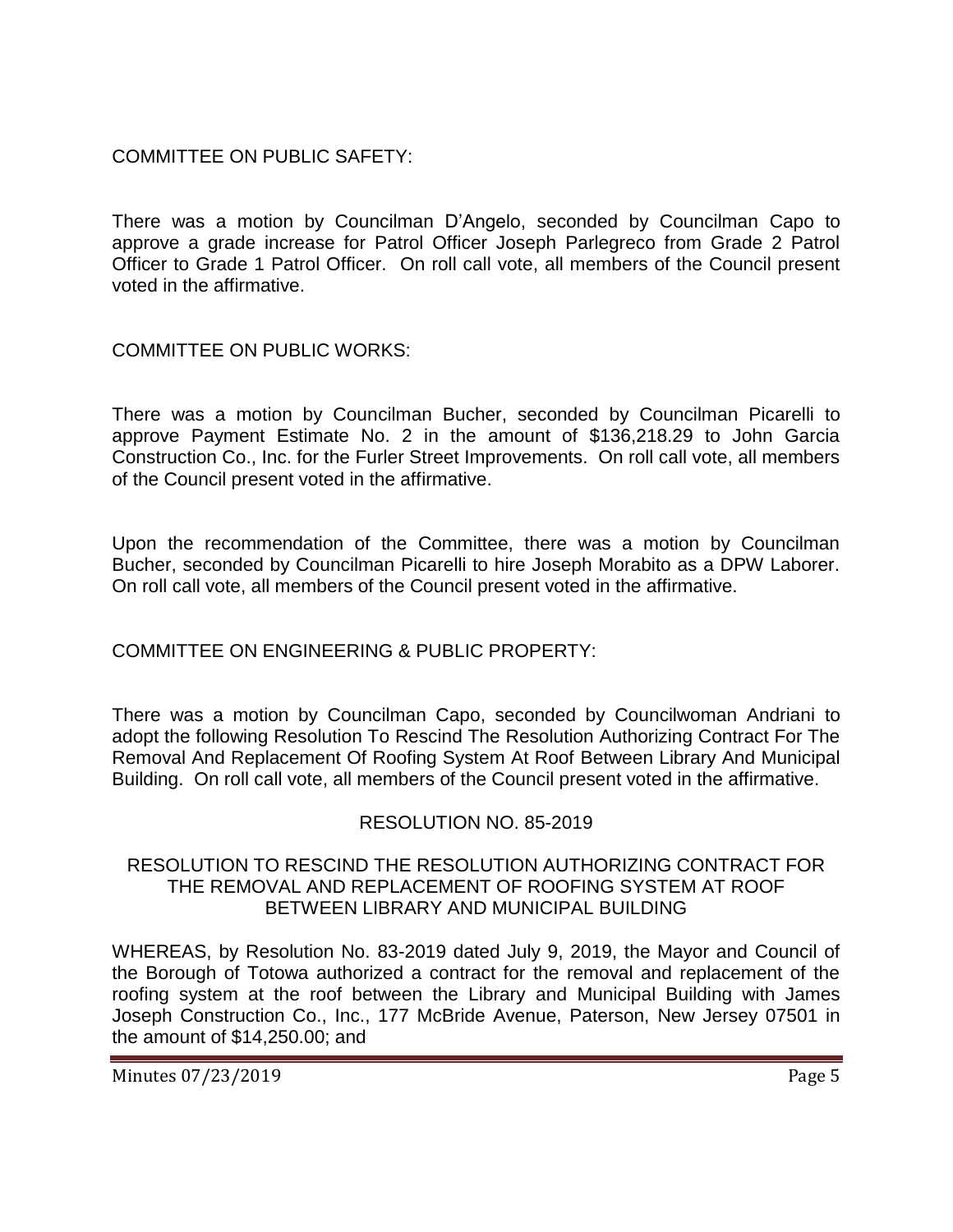COMMITTEE ON PUBLIC SAFETY:

There was a motion by Councilman D'Angelo, seconded by Councilman Capo to approve a grade increase for Patrol Officer Joseph Parlegreco from Grade 2 Patrol Officer to Grade 1 Patrol Officer. On roll call vote, all members of the Council present voted in the affirmative.

COMMITTEE ON PUBLIC WORKS:

There was a motion by Councilman Bucher, seconded by Councilman Picarelli to approve Payment Estimate No. 2 in the amount of $136,218.29 to John Garcia Construction Co., Inc. for the Furler Street Improvements. On roll call vote, all members of the Council present voted in the affirmative.

Upon the recommendation of the Committee, there was a motion by Councilman Bucher, seconded by Councilman Picarelli to hire Joseph Morabito as a DPW Laborer. On roll call vote, all members of the Council present voted in the affirmative.

COMMITTEE ON ENGINEERING & PUBLIC PROPERTY:

There was a motion by Councilman Capo, seconded by Councilwoman Andriani to adopt the following Resolution To Rescind The Resolution Authorizing Contract For The Removal And Replacement Of Roofing System At Roof Between Library And Municipal Building. On roll call vote, all members of the Council present voted in the affirmative.

RESOLUTION NO. 85-2019

RESOLUTION TO RESCIND THE RESOLUTION AUTHORIZING CONTRACT FOR THE REMOVAL AND REPLACEMENT OF ROOFING SYSTEM AT ROOF BETWEEN LIBRARY AND MUNICIPAL BUILDING

WHEREAS, by Resolution No. 83-2019 dated July 9, 2019, the Mayor and Council of the Borough of Totowa authorized a contract for the removal and replacement of the roofing system at the roof between the Library and Municipal Building with James Joseph Construction Co., Inc., 177 McBride Avenue, Paterson, New Jersey 07501 in the amount of $14,250.00; and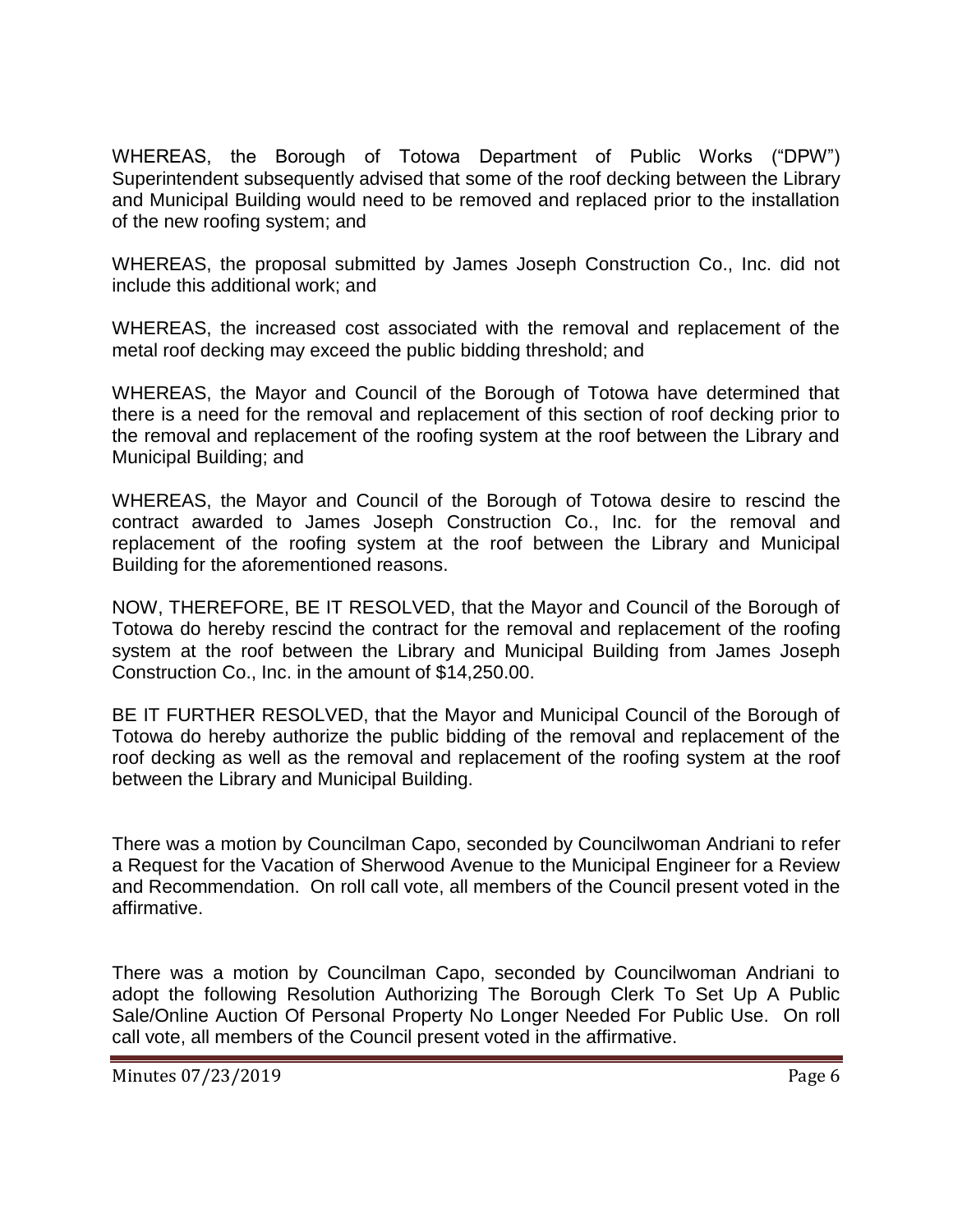WHEREAS, the Borough of Totowa Department of Public Works ("DPW") Superintendent subsequently advised that some of the roof decking between the Library and Municipal Building would need to be removed and replaced prior to the installation of the new roofing system; and

WHEREAS, the proposal submitted by James Joseph Construction Co., Inc. did not include this additional work; and

WHEREAS, the increased cost associated with the removal and replacement of the metal roof decking may exceed the public bidding threshold; and

WHEREAS, the Mayor and Council of the Borough of Totowa have determined that there is a need for the removal and replacement of this section of roof decking prior to the removal and replacement of the roofing system at the roof between the Library and Municipal Building; and

WHEREAS, the Mayor and Council of the Borough of Totowa desire to rescind the contract awarded to James Joseph Construction Co., Inc. for the removal and replacement of the roofing system at the roof between the Library and Municipal Building for the aforementioned reasons.

NOW, THEREFORE, BE IT RESOLVED, that the Mayor and Council of the Borough of Totowa do hereby rescind the contract for the removal and replacement of the roofing system at the roof between the Library and Municipal Building from James Joseph Construction Co., Inc. in the amount of $14,250.00.

BE IT FURTHER RESOLVED, that the Mayor and Municipal Council of the Borough of Totowa do hereby authorize the public bidding of the removal and replacement of the roof decking as well as the removal and replacement of the roofing system at the roof between the Library and Municipal Building.

There was a motion by Councilman Capo, seconded by Councilwoman Andriani to refer a Request for the Vacation of Sherwood Avenue to the Municipal Engineer for a Review and Recommendation. On roll call vote, all members of the Council present voted in the affirmative.

There was a motion by Councilman Capo, seconded by Councilwoman Andriani to adopt the following Resolution Authorizing The Borough Clerk To Set Up A Public Sale/Online Auction Of Personal Property No Longer Needed For Public Use. On roll call vote, all members of the Council present voted in the affirmative.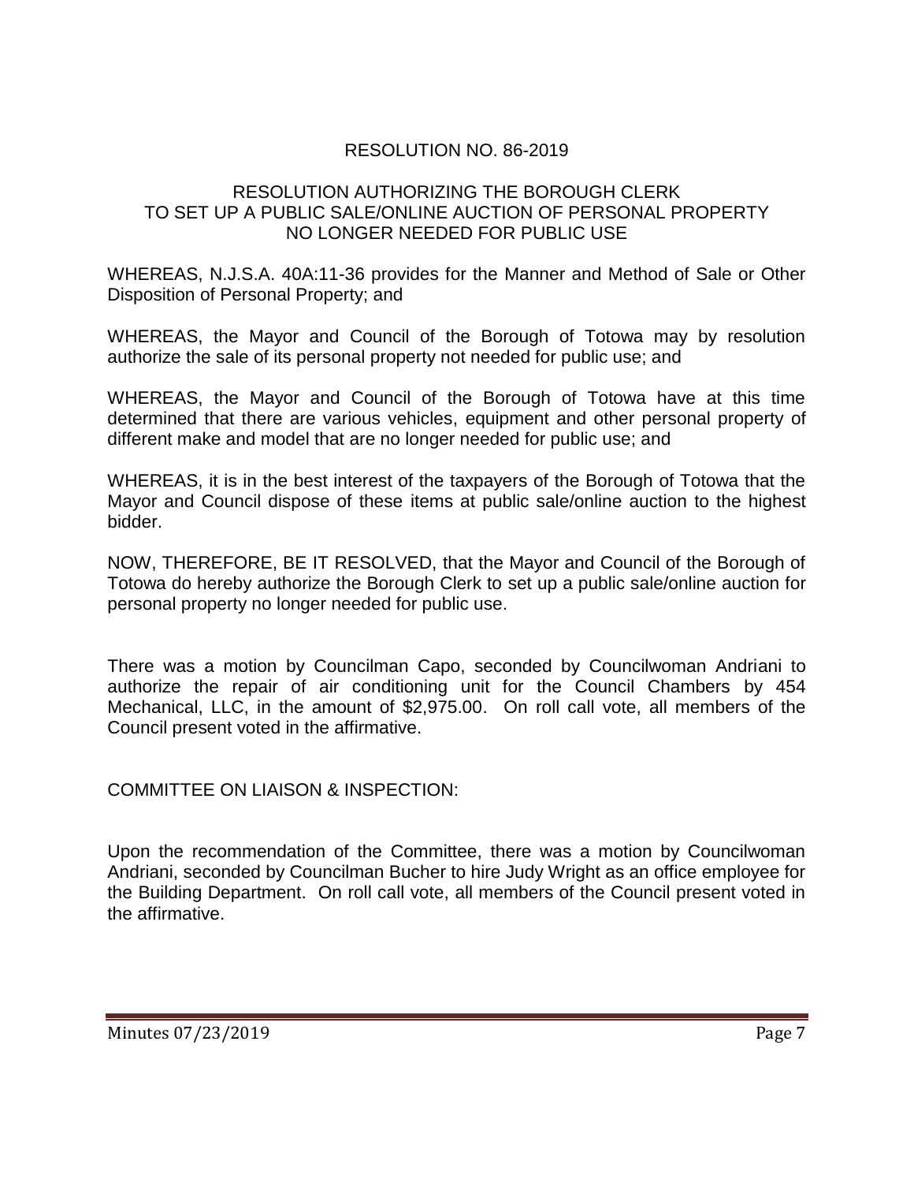RESOLUTION NO. 86-2019

RESOLUTION AUTHORIZING THE BOROUGH CLERK TO SET UP A PUBLIC SALE/ONLINE AUCTION OF PERSONAL PROPERTY NO LONGER NEEDED FOR PUBLIC USE

WHEREAS, N.J.S.A. 40A:11-36 provides for the Manner and Method of Sale or Other Disposition of Personal Property; and

WHEREAS, the Mayor and Council of the Borough of Totowa may by resolution authorize the sale of its personal property not needed for public use; and

WHEREAS, the Mayor and Council of the Borough of Totowa have at this time determined that there are various vehicles, equipment and other personal property of different make and model that are no longer needed for public use; and

WHEREAS, it is in the best interest of the taxpayers of the Borough of Totowa that the Mayor and Council dispose of these items at public sale/online auction to the highest bidder.

NOW, THEREFORE, BE IT RESOLVED, that the Mayor and Council of the Borough of Totowa do hereby authorize the Borough Clerk to set up a public sale/online auction for personal property no longer needed for public use.

There was a motion by Councilman Capo, seconded by Councilwoman Andriani to authorize the repair of air conditioning unit for the Council Chambers by 454 Mechanical, LLC, in the amount of $2,975.00. On roll call vote, all members of the Council present voted in the affirmative.

COMMITTEE ON LIAISON & INSPECTION:

Upon the recommendation of the Committee, there was a motion by Councilwoman Andriani, seconded by Councilman Bucher to hire Judy Wright as an office employee for the Building Department. On roll call vote, all members of the Council present voted in the affirmative.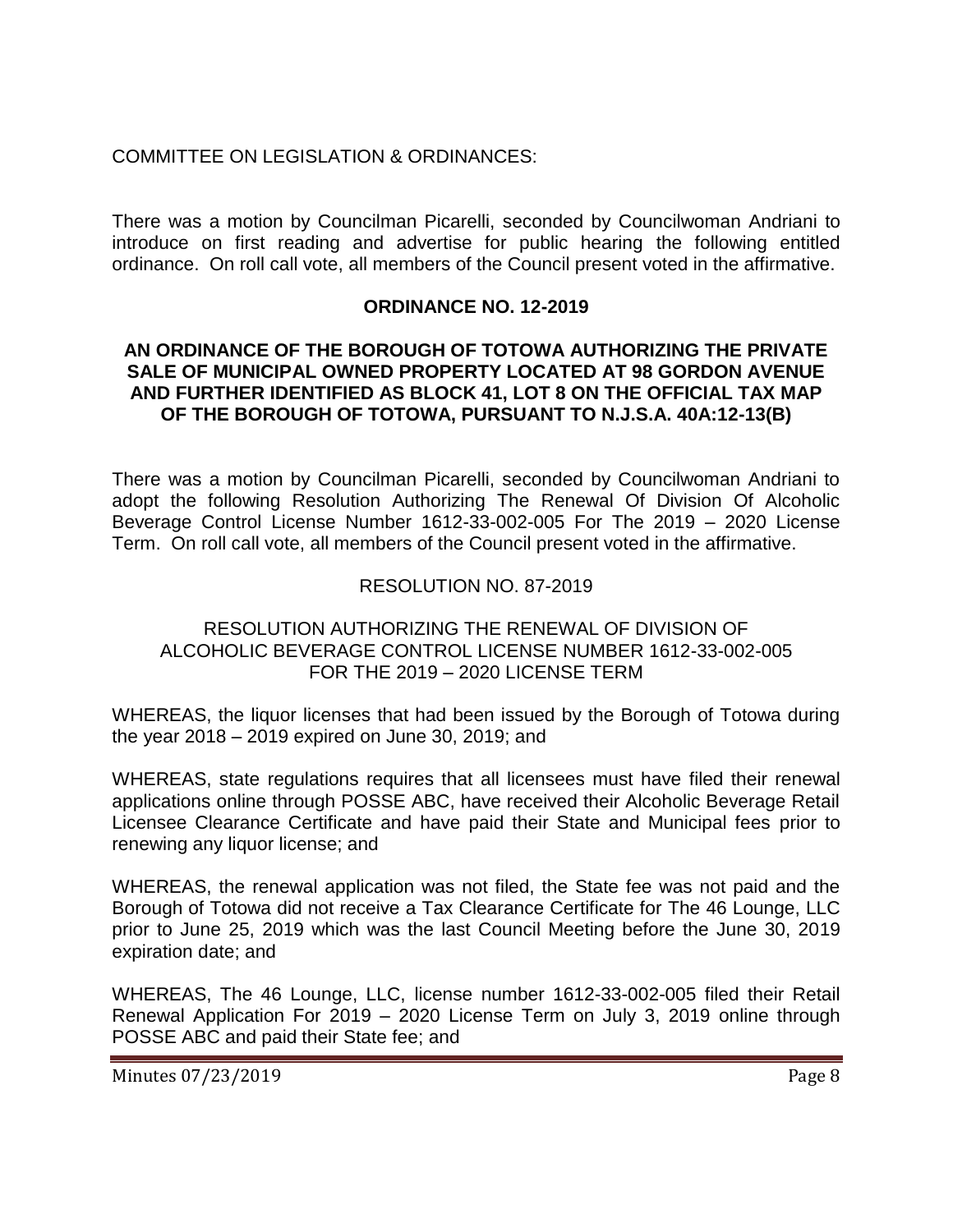COMMITTEE ON LEGISLATION & ORDINANCES:

There was a motion by Councilman Picarelli, seconded by Councilwoman Andriani to introduce on first reading and advertise for public hearing the following entitled ordinance. On roll call vote, all members of the Council present voted in the affirmative.

**ORDINANCE NO. 12-2019**

**AN ORDINANCE OF THE BOROUGH OF TOTOWA AUTHORIZING THE PRIVATE SALE OF MUNICIPAL OWNED PROPERTY LOCATED AT 98 GORDON AVENUE AND FURTHER IDENTIFIED AS BLOCK 41, LOT 8 ON THE OFFICIAL TAX MAP OF THE BOROUGH OF TOTOWA, PURSUANT TO N.J.S.A. 40A:12-13(B)**

There was a motion by Councilman Picarelli, seconded by Councilwoman Andriani to adopt the following Resolution Authorizing The Renewal Of Division Of Alcoholic Beverage Control License Number 1612-33-002-005 For The 2019 – 2020 License Term. On roll call vote, all members of the Council present voted in the affirmative.

RESOLUTION NO. 87-2019

RESOLUTION AUTHORIZING THE RENEWAL OF DIVISION OF ALCOHOLIC BEVERAGE CONTROL LICENSE NUMBER 1612-33-002-005 FOR THE 2019 – 2020 LICENSE TERM

WHEREAS, the liquor licenses that had been issued by the Borough of Totowa during the year 2018 – 2019 expired on June 30, 2019; and

WHEREAS, state regulations requires that all licensees must have filed their renewal applications online through POSSE ABC, have received their Alcoholic Beverage Retail Licensee Clearance Certificate and have paid their State and Municipal fees prior to renewing any liquor license; and

WHEREAS, the renewal application was not filed, the State fee was not paid and the Borough of Totowa did not receive a Tax Clearance Certificate for The 46 Lounge, LLC prior to June 25, 2019 which was the last Council Meeting before the June 30, 2019 expiration date; and

WHEREAS, The 46 Lounge, LLC, license number 1612-33-002-005 filed their Retail Renewal Application For 2019 – 2020 License Term on July 3, 2019 online through POSSE ABC and paid their State fee; and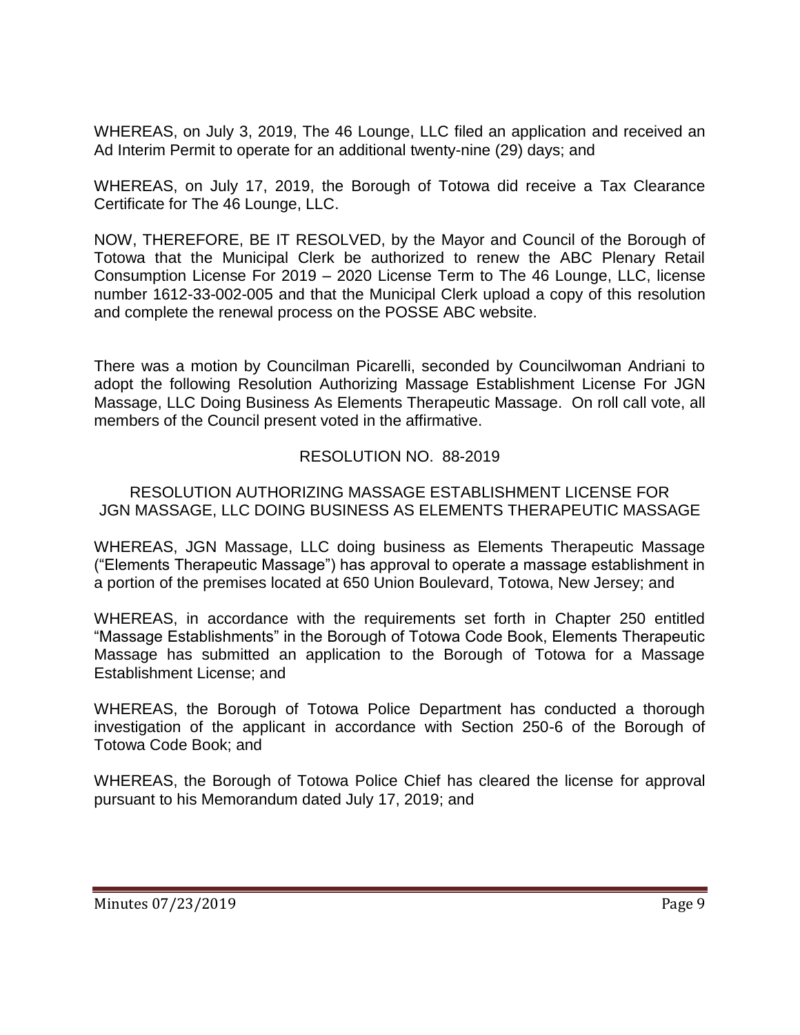WHEREAS, on July 3, 2019, The 46 Lounge, LLC filed an application and received an Ad Interim Permit to operate for an additional twenty-nine (29) days; and

WHEREAS, on July 17, 2019, the Borough of Totowa did receive a Tax Clearance Certificate for The 46 Lounge, LLC.

NOW, THEREFORE, BE IT RESOLVED, by the Mayor and Council of the Borough of Totowa that the Municipal Clerk be authorized to renew the ABC Plenary Retail Consumption License For 2019 – 2020 License Term to The 46 Lounge, LLC, license number 1612-33-002-005 and that the Municipal Clerk upload a copy of this resolution and complete the renewal process on the POSSE ABC website.

There was a motion by Councilman Picarelli, seconded by Councilwoman Andriani to adopt the following Resolution Authorizing Massage Establishment License For JGN Massage, LLC Doing Business As Elements Therapeutic Massage. On roll call vote, all members of the Council present voted in the affirmative.

RESOLUTION NO. 88-2019

RESOLUTION AUTHORIZING MASSAGE ESTABLISHMENT LICENSE FOR JGN MASSAGE, LLC DOING BUSINESS AS ELEMENTS THERAPEUTIC MASSAGE

WHEREAS, JGN Massage, LLC doing business as Elements Therapeutic Massage ("Elements Therapeutic Massage") has approval to operate a massage establishment in a portion of the premises located at 650 Union Boulevard, Totowa, New Jersey; and

WHEREAS, in accordance with the requirements set forth in Chapter 250 entitled "Massage Establishments" in the Borough of Totowa Code Book, Elements Therapeutic Massage has submitted an application to the Borough of Totowa for a Massage Establishment License; and

WHEREAS, the Borough of Totowa Police Department has conducted a thorough investigation of the applicant in accordance with Section 250-6 of the Borough of Totowa Code Book; and

WHEREAS, the Borough of Totowa Police Chief has cleared the license for approval pursuant to his Memorandum dated July 17, 2019; and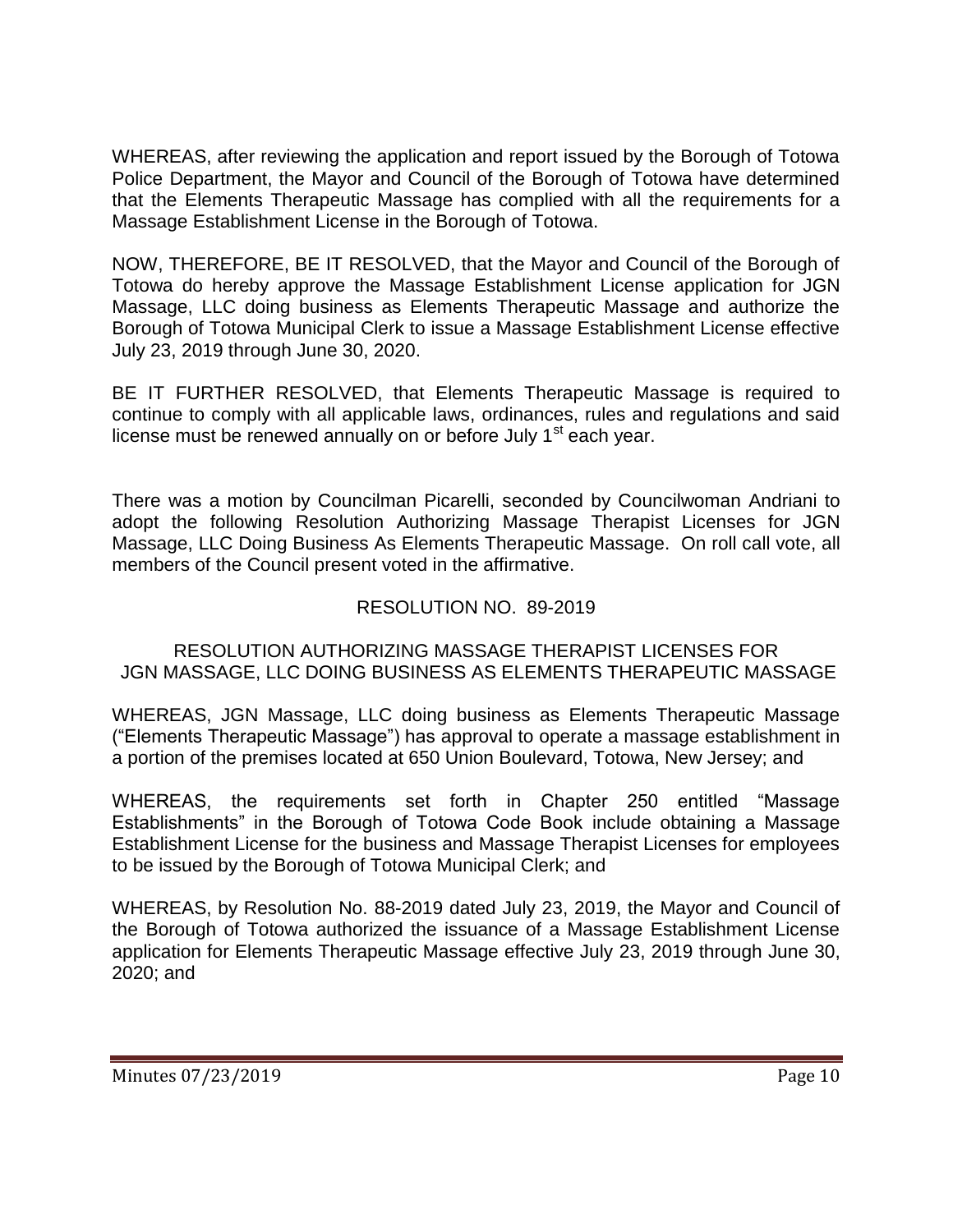WHEREAS, after reviewing the application and report issued by the Borough of Totowa Police Department, the Mayor and Council of the Borough of Totowa have determined that the Elements Therapeutic Massage has complied with all the requirements for a Massage Establishment License in the Borough of Totowa.

NOW, THEREFORE, BE IT RESOLVED, that the Mayor and Council of the Borough of Totowa do hereby approve the Massage Establishment License application for JGN Massage, LLC doing business as Elements Therapeutic Massage and authorize the Borough of Totowa Municipal Clerk to issue a Massage Establishment License effective July 23, 2019 through June 30, 2020.

BE IT FURTHER RESOLVED, that Elements Therapeutic Massage is required to continue to comply with all applicable laws, ordinances, rules and regulations and said license must be renewed annually on or before July 1st each year.

There was a motion by Councilman Picarelli, seconded by Councilwoman Andriani to adopt the following Resolution Authorizing Massage Therapist Licenses for JGN Massage, LLC Doing Business As Elements Therapeutic Massage. On roll call vote, all members of the Council present voted in the affirmative.

RESOLUTION NO. 89-2019

RESOLUTION AUTHORIZING MASSAGE THERAPIST LICENSES FOR JGN MASSAGE, LLC DOING BUSINESS AS ELEMENTS THERAPEUTIC MASSAGE

WHEREAS, JGN Massage, LLC doing business as Elements Therapeutic Massage ("Elements Therapeutic Massage") has approval to operate a massage establishment in a portion of the premises located at 650 Union Boulevard, Totowa, New Jersey; and

WHEREAS, the requirements set forth in Chapter 250 entitled "Massage Establishments" in the Borough of Totowa Code Book include obtaining a Massage Establishment License for the business and Massage Therapist Licenses for employees to be issued by the Borough of Totowa Municipal Clerk; and

WHEREAS, by Resolution No. 88-2019 dated July 23, 2019, the Mayor and Council of the Borough of Totowa authorized the issuance of a Massage Establishment License application for Elements Therapeutic Massage effective July 23, 2019 through June 30, 2020; and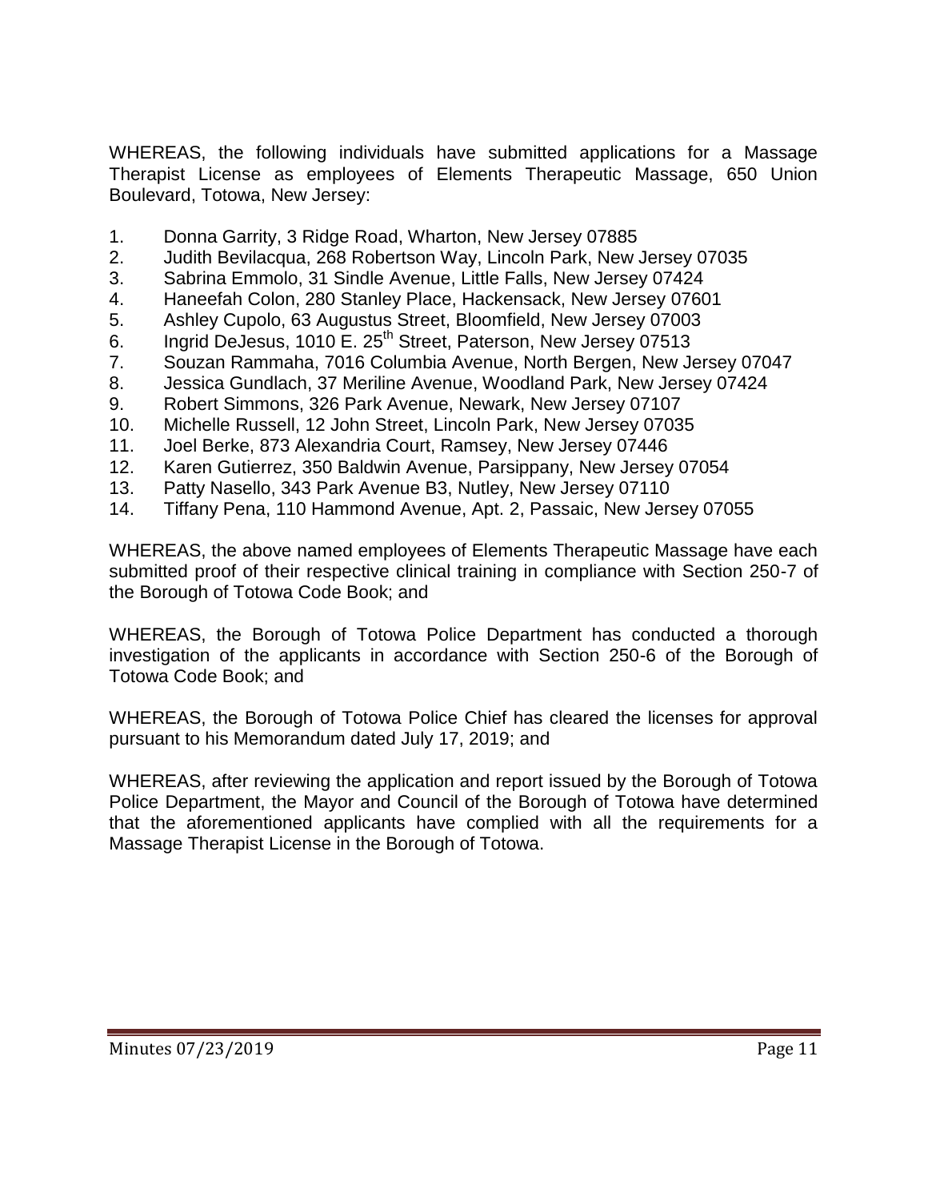WHEREAS, the following individuals have submitted applications for a Massage Therapist License as employees of Elements Therapeutic Massage, 650 Union Boulevard, Totowa, New Jersey:

1. Donna Garrity, 3 Ridge Road, Wharton, New Jersey 07885
2. Judith Bevilacqua, 268 Robertson Way, Lincoln Park, New Jersey 07035
3. Sabrina Emmolo, 31 Sindle Avenue, Little Falls, New Jersey 07424
4. Haneefah Colon, 280 Stanley Place, Hackensack, New Jersey 07601
5. Ashley Cupolo, 63 Augustus Street, Bloomfield, New Jersey 07003
6. Ingrid DeJesus, 1010 E. 25th Street, Paterson, New Jersey 07513
7. Souzan Rammaha, 7016 Columbia Avenue, North Bergen, New Jersey 07047
8. Jessica Gundlach, 37 Meriline Avenue, Woodland Park, New Jersey 07424
9. Robert Simmons, 326 Park Avenue, Newark, New Jersey 07107
10. Michelle Russell, 12 John Street, Lincoln Park, New Jersey 07035
11. Joel Berke, 873 Alexandria Court, Ramsey, New Jersey 07446
12. Karen Gutierrez, 350 Baldwin Avenue, Parsippany, New Jersey 07054
13. Patty Nasello, 343 Park Avenue B3, Nutley, New Jersey 07110
14. Tiffany Pena, 110 Hammond Avenue, Apt. 2, Passaic, New Jersey 07055

WHEREAS, the above named employees of Elements Therapeutic Massage have each submitted proof of their respective clinical training in compliance with Section 250-7 of the Borough of Totowa Code Book; and

WHEREAS, the Borough of Totowa Police Department has conducted a thorough investigation of the applicants in accordance with Section 250-6 of the Borough of Totowa Code Book; and

WHEREAS, the Borough of Totowa Police Chief has cleared the licenses for approval pursuant to his Memorandum dated July 17, 2019; and

WHEREAS, after reviewing the application and report issued by the Borough of Totowa Police Department, the Mayor and Council of the Borough of Totowa have determined that the aforementioned applicants have complied with all the requirements for a Massage Therapist License in the Borough of Totowa.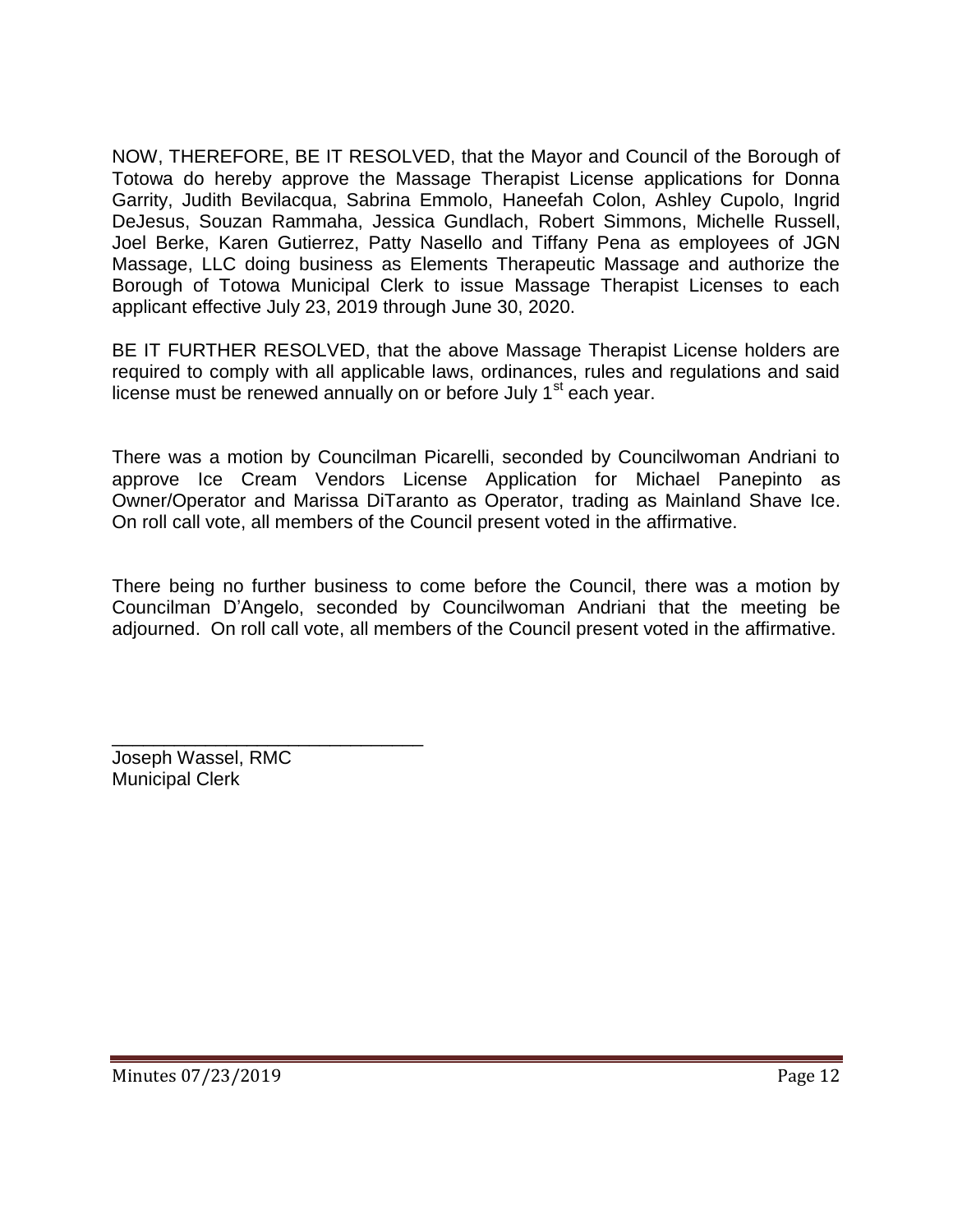NOW, THEREFORE, BE IT RESOLVED, that the Mayor and Council of the Borough of Totowa do hereby approve the Massage Therapist License applications for Donna Garrity, Judith Bevilacqua, Sabrina Emmolo, Haneefah Colon, Ashley Cupolo, Ingrid DeJesus, Souzan Rammaha, Jessica Gundlach, Robert Simmons, Michelle Russell, Joel Berke, Karen Gutierrez, Patty Nasello and Tiffany Pena as employees of JGN Massage, LLC doing business as Elements Therapeutic Massage and authorize the Borough of Totowa Municipal Clerk to issue Massage Therapist Licenses to each applicant effective July 23, 2019 through June 30, 2020.

BE IT FURTHER RESOLVED, that the above Massage Therapist License holders are required to comply with all applicable laws, ordinances, rules and regulations and said license must be renewed annually on or before July 1st each year.

There was a motion by Councilman Picarelli, seconded by Councilwoman Andriani to approve Ice Cream Vendors License Application for Michael Panepinto as Owner/Operator and Marissa DiTaranto as Operator, trading as Mainland Shave Ice. On roll call vote, all members of the Council present voted in the affirmative.

There being no further business to come before the Council, there was a motion by Councilman D'Angelo, seconded by Councilwoman Andriani that the meeting be adjourned. On roll call vote, all members of the Council present voted in the affirmative.

______________________________
Joseph Wassel, RMC
Municipal Clerk